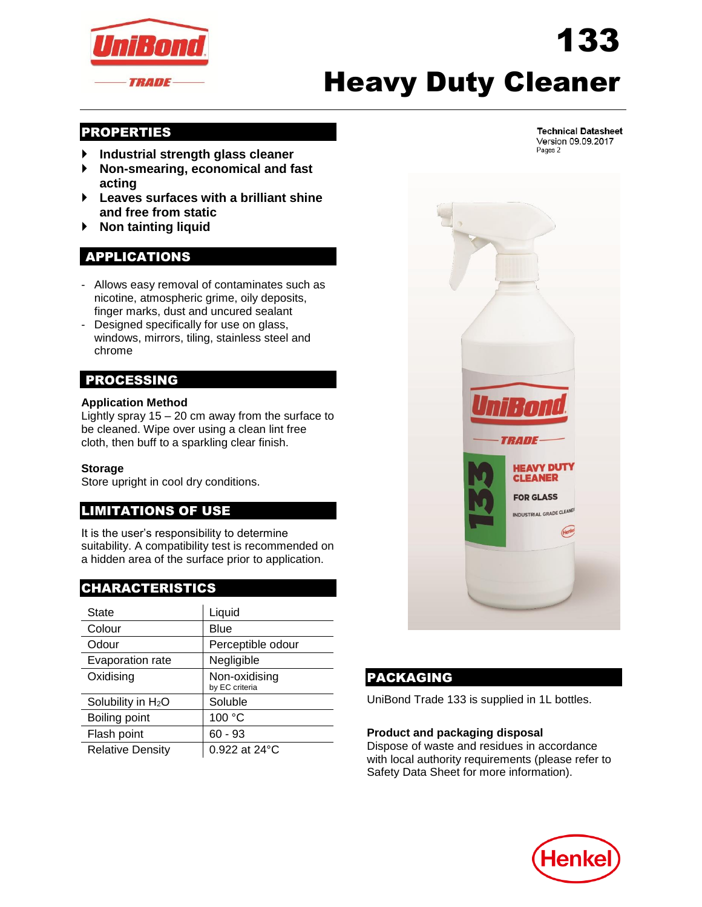# 133
# Heavy Duty Cleaner

Technical Datasheet
Version 09.09.2017

## PROPERTIES

- **Industrial strength glass cleaner**
- **Non-smearing, economical and fast acting**
- **Leaves surfaces with a brilliant shine and free from static**
- **Non tainting liquid**

## APPLICATIONS

- Allows easy removal of contaminates such as nicotine, atmospheric grime, oily deposits, finger marks, dust and uncured sealant
- Designed specifically for use on glass, windows, mirrors, tiling, stainless steel and chrome

## PROCESSING

**Application Method**
Lightly spray 15 – 20 cm away from the surface to be cleaned. Wipe over using a clean lint free cloth, then buff to a sparkling clear finish.

**Storage**
Store upright in cool dry conditions.

## LIMITATIONS OF USE

It is the user's responsibility to determine suitability. A compatibility test is recommended on a hidden area of the surface prior to application.

## CHARACTERISTICS

| | |
|---|---|
| State | Liquid |
| Colour | Blue |
| Odour | Perceptible odour |
| Evaporation rate | Negligible |
| Oxidising | Non-oxidising by EC criteria |
| Solubility in $H_2O$ | Soluble |
| Boiling point | 100 °C |
| Flash point | 60 - 93 |
| Relative Density | 0.922 at 24°C |

## PACKAGING

UniBond Trade 133 is supplied in 1L bottles.

**Product and packaging disposal**
Dispose of waste and residues in accordance with local authority requirements (please refer to Safety Data Sheet for more information).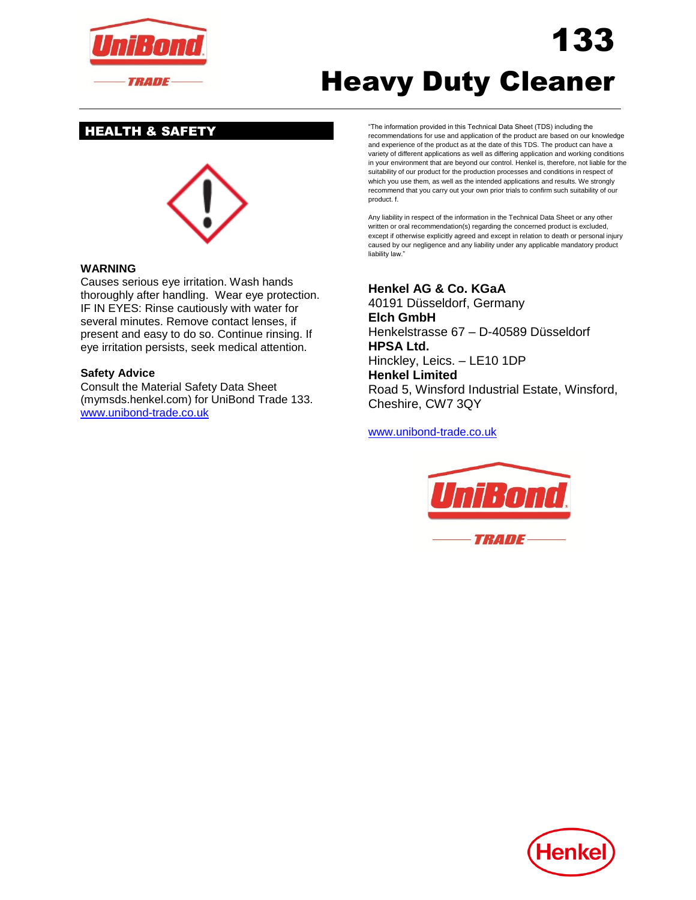# 133

# Heavy Duty Cleaner

## HEALTH & SAFETY

**WARNING**

Causes serious eye irritation. Wash hands thoroughly after handling. Wear eye protection. IF IN EYES: Rinse cautiously with water for several minutes. Remove contact lenses, if present and easy to do so. Continue rinsing. If eye irritation persists, seek medical attention.

**Safety Advice**

Consult the Material Safety Data Sheet (mymsds.henkel.com) for UniBond Trade 133.
[www.unibond-trade.co.uk](http://www.unibond-trade.co.uk)

"The information provided in this Technical Data Sheet (TDS) including the recommendations for use and application of the product are based on our knowledge and experience of the product as at the date of this TDS. The product can have a variety of different applications as well as differing application and working conditions in your environment that are beyond our control. Henkel is, therefore, not liable for the suitability of our product for the production processes and conditions in respect of which you use them, as well as the intended applications and results. We strongly recommend that you carry out your own prior trials to confirm such suitability of our product. f.

Any liability in respect of the information in the Technical Data Sheet or any other written or oral recommendation(s) regarding the concerned product is excluded, except if otherwise explicitly agreed and except in relation to death or personal injury caused by our negligence and any liability under any applicable mandatory product liability law."

**Henkel AG & Co. KGaA**
40191 Düsseldorf, Germany
**Elch GmbH**
Henkelstrasse 67 – D-40589 Düsseldorf
**HPSA Ltd.**
Hinckley, Leics. – LE10 1DP
**Henkel Limited**
Road 5, Winsford Industrial Estate, Winsford, Cheshire, CW7 3QY

[www.unibond-trade.co.uk](http://www.unibond-trade.co.uk)